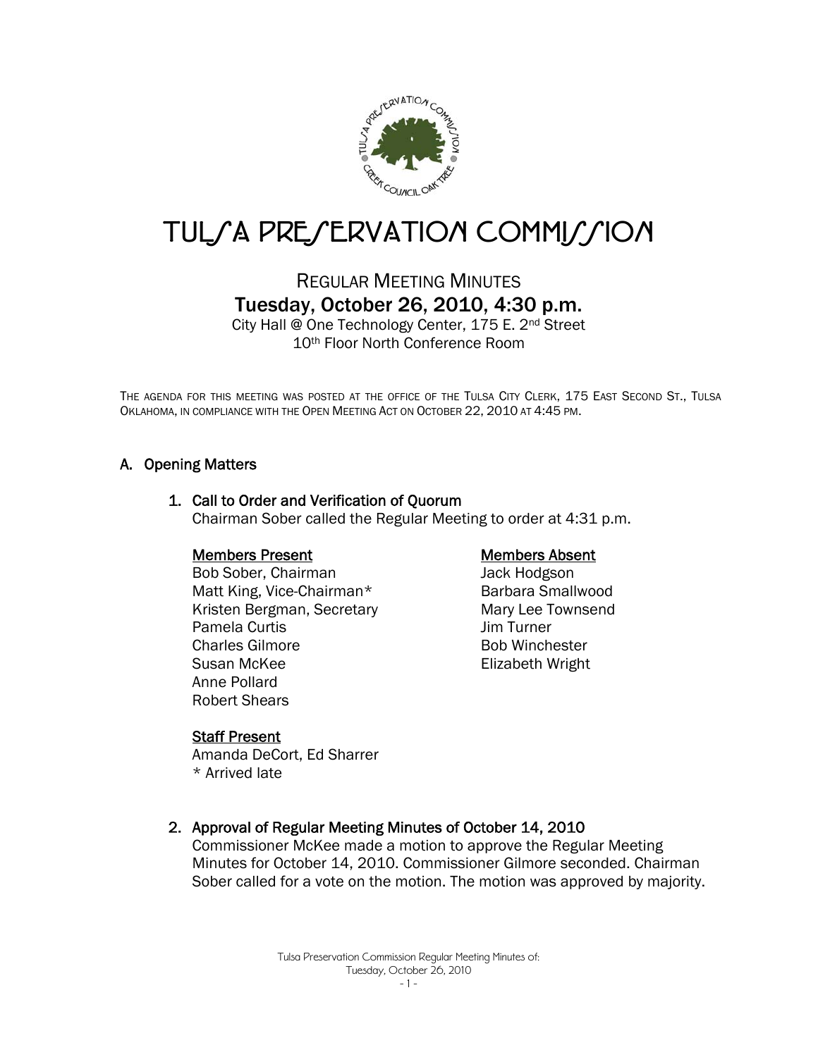# TULSA PRESERVATION COMMISSION

## REGULAR MEETING MINUTES

### Tuesday, October 26, 2010, 4:30 p.m.

City Hall @ One Technology Center, 175 E. 2nd Street
10th Floor North Conference Room

THE AGENDA FOR THIS MEETING WAS POSTED AT THE OFFICE OF THE TULSA CITY CLERK, 175 EAST SECOND ST., TULSA OKLAHOMA, IN COMPLIANCE WITH THE OPEN MEETING ACT ON OCTOBER 22, 2010 AT 4:45 PM.

## A. Opening Matters

### 1. Call to Order and Verification of Quorum

Chairman Sober called the Regular Meeting to order at 4:31 p.m.

**Members Present**
Bob Sober, Chairman
Matt King, Vice-Chairman*
Kristen Bergman, Secretary
Pamela Curtis
Charles Gilmore
Susan McKee
Anne Pollard
Robert Shears

**Members Absent**
Jack Hodgson
Barbara Smallwood
Mary Lee Townsend
Jim Turner
Bob Winchester
Elizabeth Wright

**Staff Present**
Amanda DeCort, Ed Sharrer
* Arrived late

### 2. Approval of Regular Meeting Minutes of October 14, 2010

Commissioner McKee made a motion to approve the Regular Meeting Minutes for October 14, 2010. Commissioner Gilmore seconded. Chairman Sober called for a vote on the motion. The motion was approved by majority.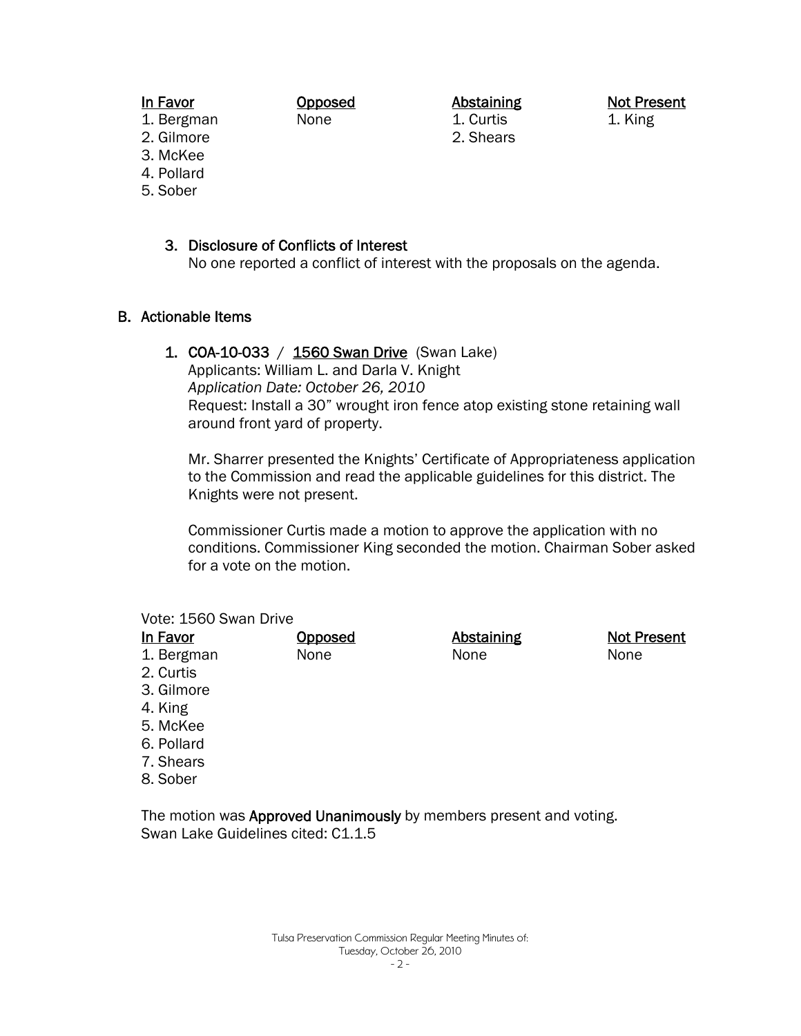| In Favor | Opposed | Abstaining | Not Present |
|---|---|---|---|
| 1. Bergman | None | 1. Curtis | 1. King |
| 2. Gilmore | | 2. Shears | |
| 3. McKee | | | |
| 4. Pollard | | | |
| 5. Sober | | | |

3. Disclosure of Conflicts of Interest
   No one reported a conflict of interest with the proposals on the agenda.

## B. Actionable Items

1. **COA-10-033** / **1560 Swan Drive** (Swan Lake)
   Applicants: William L. and Darla V. Knight
   *Application Date: October 26, 2010*
   Request: Install a 30" wrought iron fence atop existing stone retaining wall around front yard of property.

   Mr. Sharrer presented the Knights' Certificate of Appropriateness application to the Commission and read the applicable guidelines for this district. The Knights were not present.

   Commissioner Curtis made a motion to approve the application with no conditions. Commissioner King seconded the motion. Chairman Sober asked for a vote on the motion.

Vote: 1560 Swan Drive

| In Favor | Opposed | Abstaining | Not Present |
|---|---|---|---|
| 1. Bergman | None | None | None |
| 2. Curtis | | | |
| 3. Gilmore | | | |
| 4. King | | | |
| 5. McKee | | | |
| 6. Pollard | | | |
| 7. Shears | | | |
| 8. Sober | | | |

The motion was **Approved Unanimously** by members present and voting.
Swan Lake Guidelines cited: C1.1.5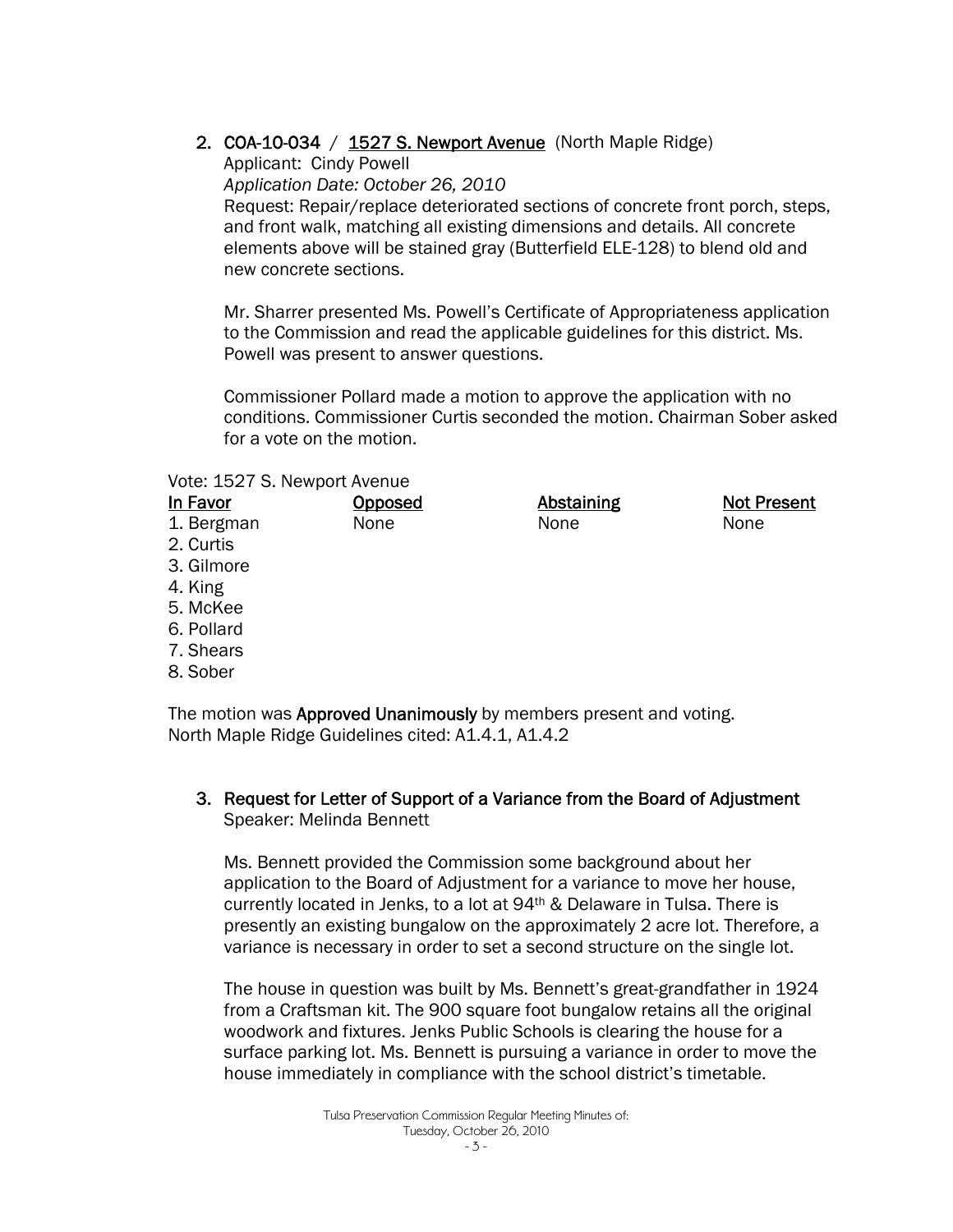2. **COA-10-034** / **1527 S. Newport Avenue** (North Maple Ridge)
   Applicant: Cindy Powell
   *Application Date: October 26, 2010*
   Request: Repair/replace deteriorated sections of concrete front porch, steps, and front walk, matching all existing dimensions and details. All concrete elements above will be stained gray (Butterfield ELE-128) to blend old and new concrete sections.

   Mr. Sharrer presented Ms. Powell's Certificate of Appropriateness application to the Commission and read the applicable guidelines for this district. Ms. Powell was present to answer questions.

   Commissioner Pollard made a motion to approve the application with no conditions. Commissioner Curtis seconded the motion. Chairman Sober asked for a vote on the motion.

Vote: 1527 S. Newport Avenue

| In Favor | Opposed | Abstaining | Not Present |
| --- | --- | --- | --- |
| 1. Bergman | None | None | None |
| 2. Curtis | | | |
| 3. Gilmore | | | |
| 4. King | | | |
| 5. McKee | | | |
| 6. Pollard | | | |
| 7. Shears | | | |
| 8. Sober | | | |

The motion was **Approved Unanimously** by members present and voting.
North Maple Ridge Guidelines cited: A1.4.1, A1.4.2

3. **Request for Letter of Support of a Variance from the Board of Adjustment**
   Speaker: Melinda Bennett

   Ms. Bennett provided the Commission some background about her application to the Board of Adjustment for a variance to move her house, currently located in Jenks, to a lot at 94th & Delaware in Tulsa. There is presently an existing bungalow on the approximately 2 acre lot. Therefore, a variance is necessary in order to set a second structure on the single lot.

   The house in question was built by Ms. Bennett's great-grandfather in 1924 from a Craftsman kit. The 900 square foot bungalow retains all the original woodwork and fixtures. Jenks Public Schools is clearing the house for a surface parking lot. Ms. Bennett is pursuing a variance in order to move the house immediately in compliance with the school district's timetable.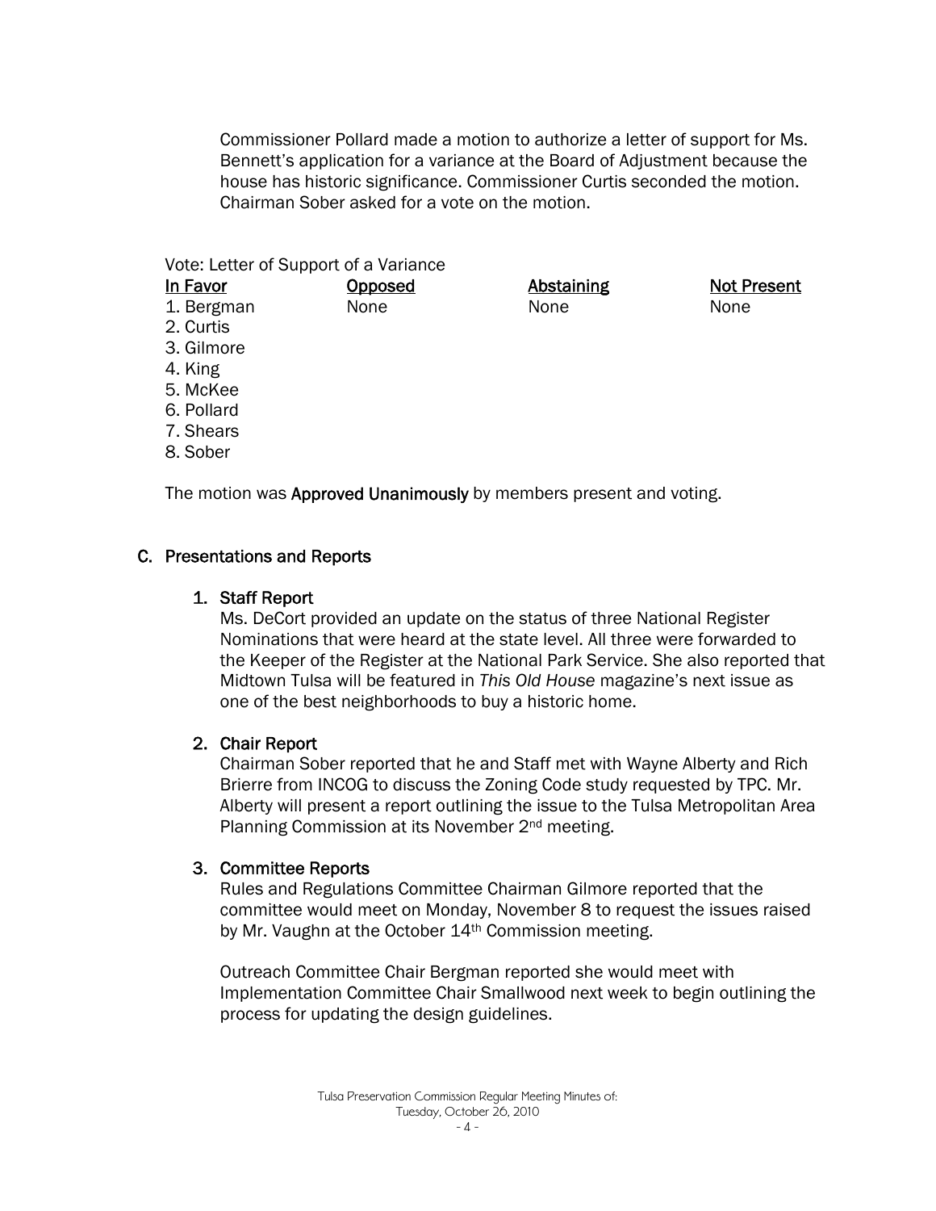Commissioner Pollard made a motion to authorize a letter of support for Ms. Bennett's application for a variance at the Board of Adjustment because the house has historic significance. Commissioner Curtis seconded the motion. Chairman Sober asked for a vote on the motion.

Vote: Letter of Support of a Variance

| In Favor | Opposed | Abstaining | Not Present |
|---|---|---|---|
| 1. Bergman | None | None | None |
| 2. Curtis | | | |
| 3. Gilmore | | | |
| 4. King | | | |
| 5. McKee | | | |
| 6. Pollard | | | |
| 7. Shears | | | |
| 8. Sober | | | |

The motion was **Approved Unanimously** by members present and voting.

## C. Presentations and Reports

### 1. Staff Report

Ms. DeCort provided an update on the status of three National Register Nominations that were heard at the state level. All three were forwarded to the Keeper of the Register at the National Park Service. She also reported that Midtown Tulsa will be featured in *This Old House* magazine's next issue as one of the best neighborhoods to buy a historic home.

### 2. Chair Report

Chairman Sober reported that he and Staff met with Wayne Alberty and Rich Brierre from INCOG to discuss the Zoning Code study requested by TPC. Mr. Alberty will present a report outlining the issue to the Tulsa Metropolitan Area Planning Commission at its November 2nd meeting.

### 3. Committee Reports

Rules and Regulations Committee Chairman Gilmore reported that the committee would meet on Monday, November 8 to request the issues raised by Mr. Vaughn at the October 14th Commission meeting.

Outreach Committee Chair Bergman reported she would meet with Implementation Committee Chair Smallwood next week to begin outlining the process for updating the design guidelines.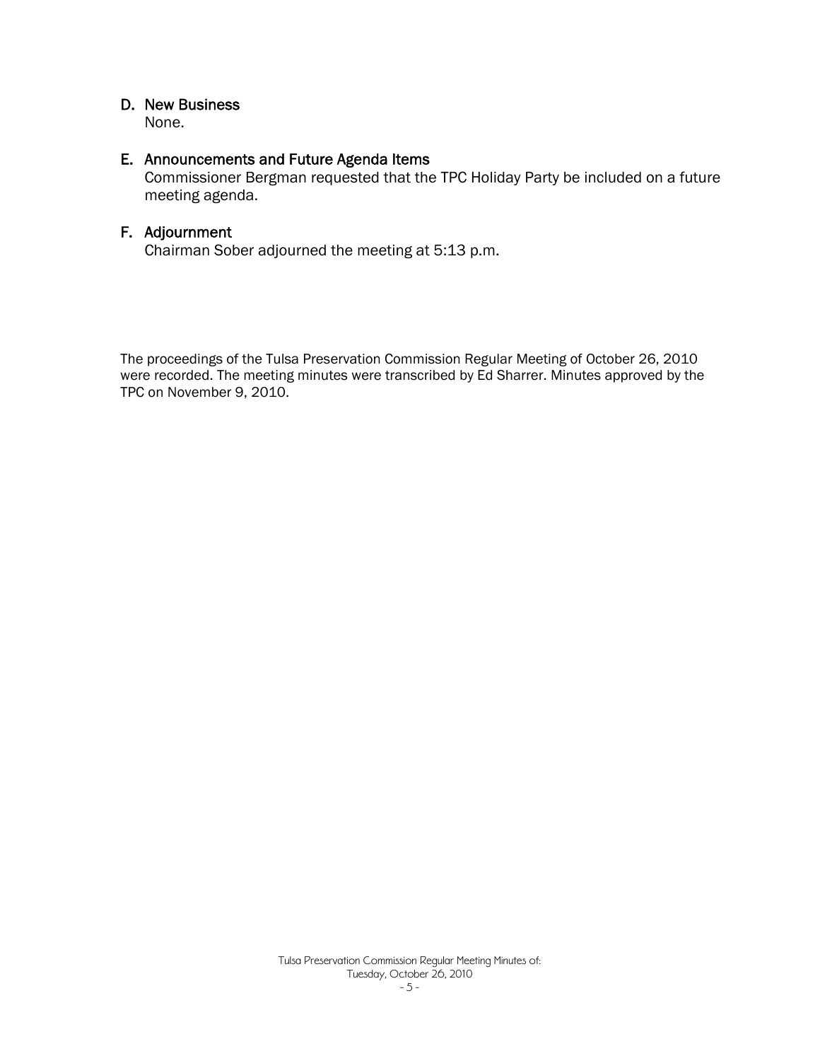## D. New Business

None.

## E. Announcements and Future Agenda Items

Commissioner Bergman requested that the TPC Holiday Party be included on a future meeting agenda.

## F. Adjournment

Chairman Sober adjourned the meeting at 5:13 p.m.

The proceedings of the Tulsa Preservation Commission Regular Meeting of October 26, 2010 were recorded. The meeting minutes were transcribed by Ed Sharrer. Minutes approved by the TPC on November 9, 2010.